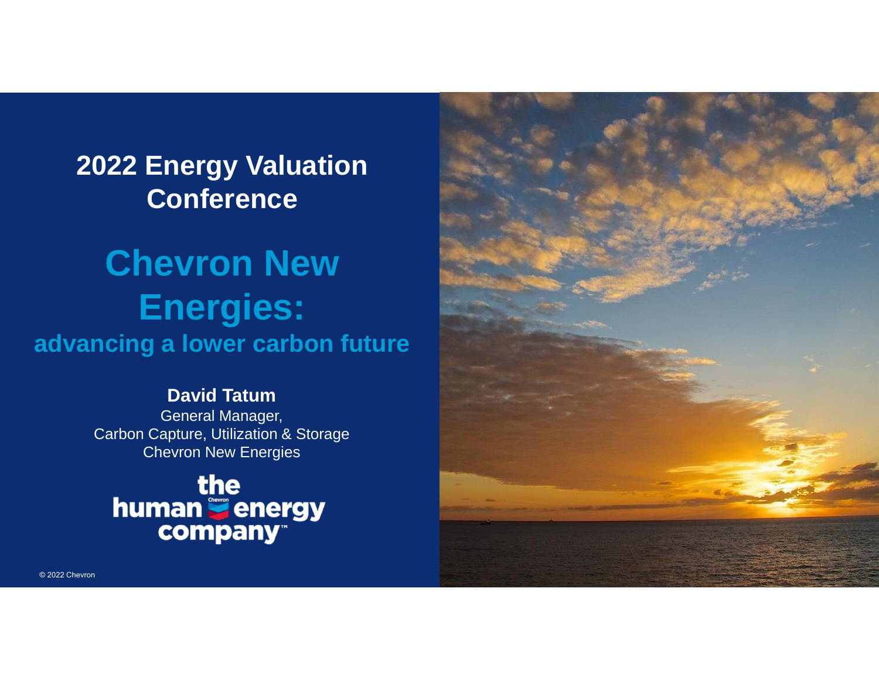# 2022 Energy Valuation Conference

# Chevron New Energies:

## advancing a lower carbon future

**David Tatum**

General Manager,
Carbon Capture, Utilization & Storage
Chevron New Energies

the human energy company™

© 2022 Chevron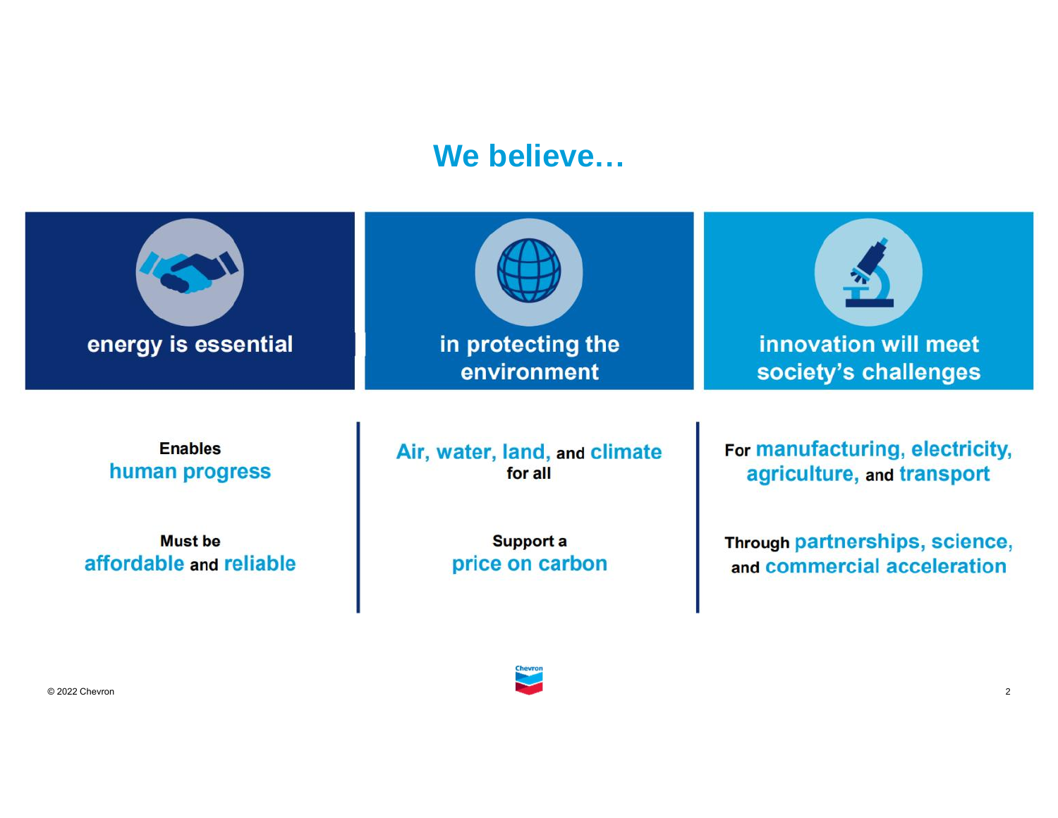# We believe…

## energy is essential

Enables **human progress**

Must be **affordable** and **reliable**

## in protecting the environment

**Air, water, land,** and **climate** for all

Support a **price on carbon**

## innovation will meet society's challenges

For **manufacturing, electricity, agriculture,** and **transport**

Through **partnerships, science,** and **commercial acceleration**

© 2022 Chevron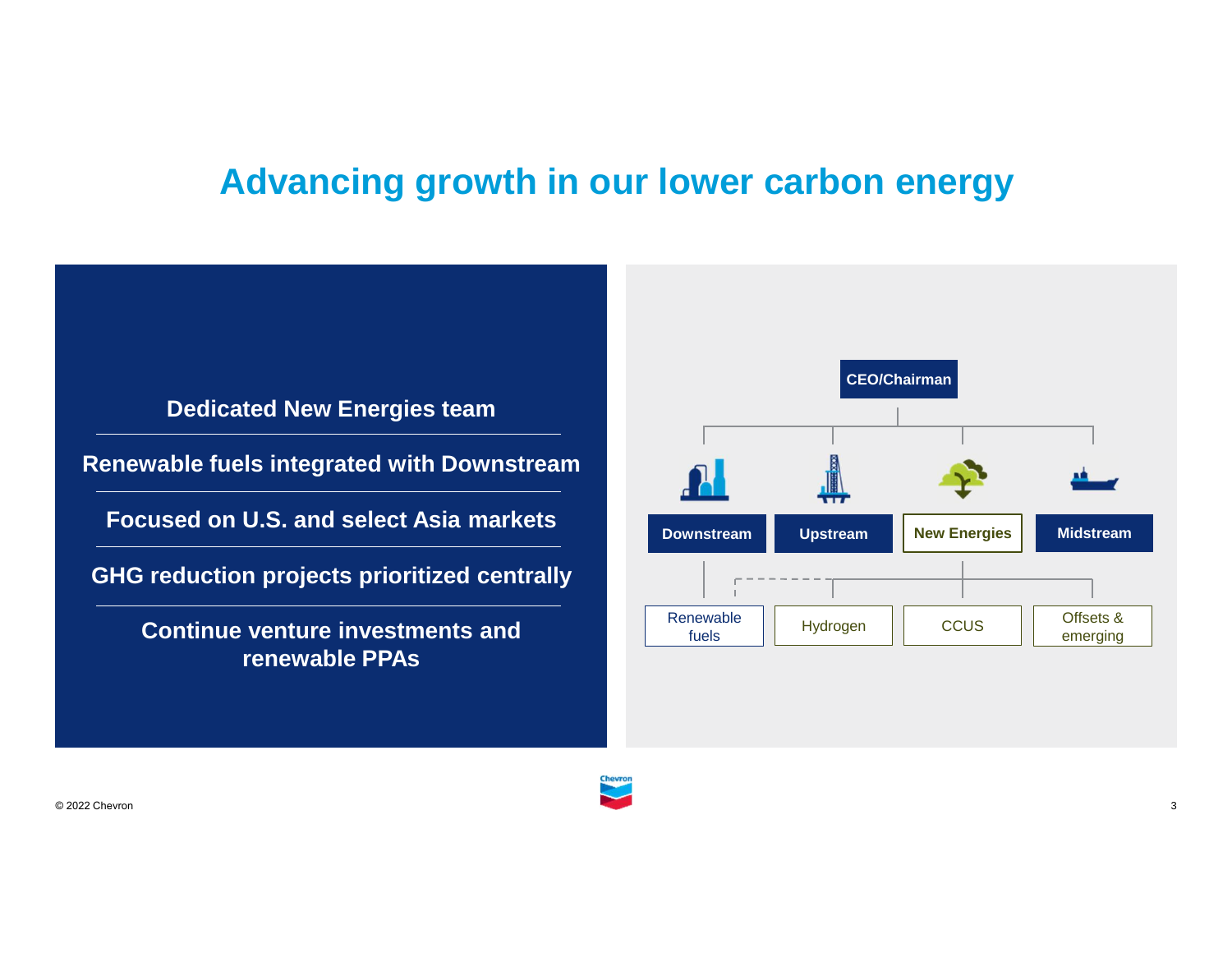# Advancing growth in our lower carbon energy

- Dedicated New Energies team
- Renewable fuels integrated with Downstream
- Focused on U.S. and select Asia markets
- GHG reduction projects prioritized centrally
- Continue venture investments and renewable PPAs

CEO/Chairman

- Downstream
  - Renewable fuels
- Upstream
- New Energies
  - Hydrogen
  - CCUS
  - Offsets & emerging
- Midstream

© 2022 Chevron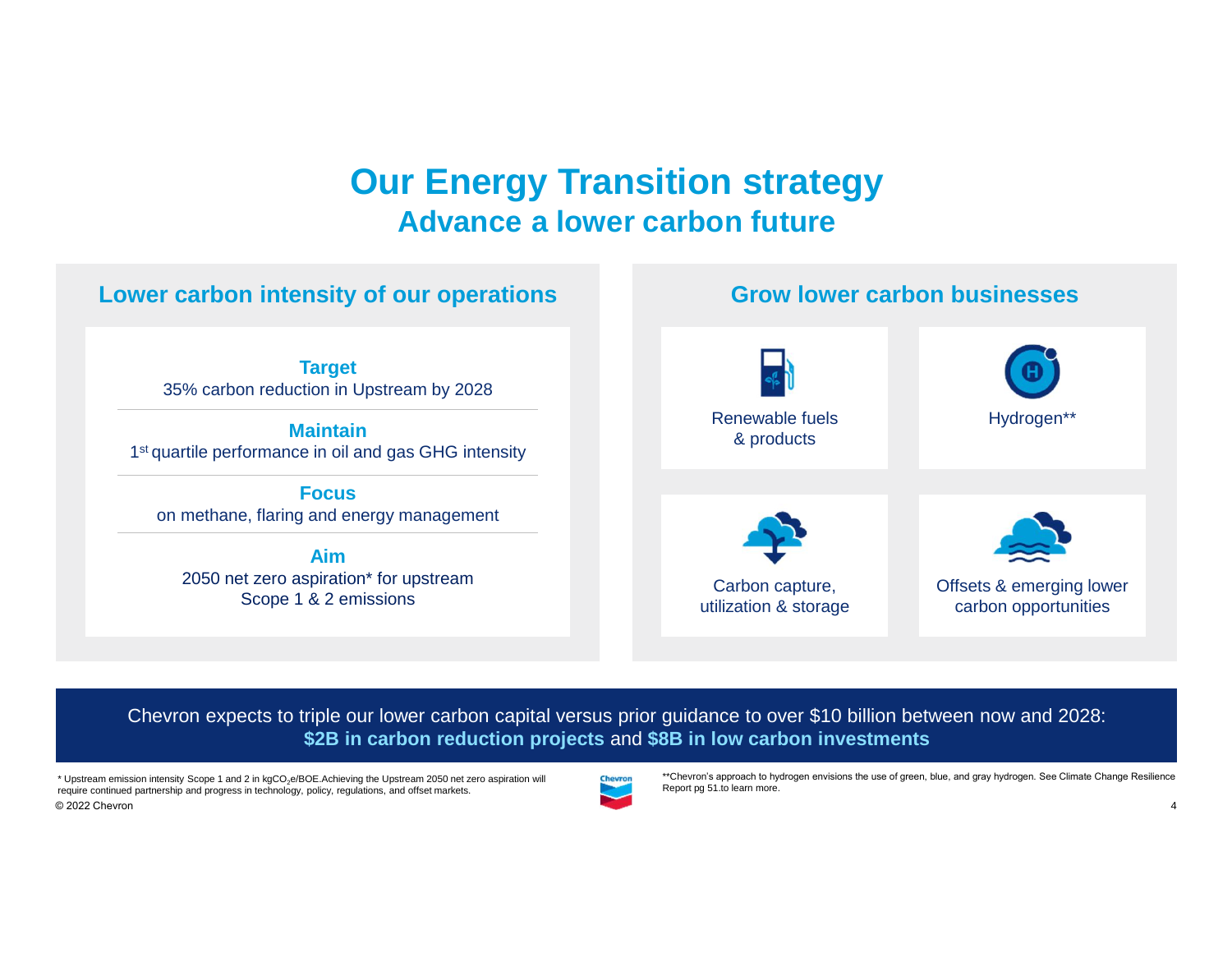# Our Energy Transition strategy

## Advance a lower carbon future

### Lower carbon intensity of our operations

**Target**
35% carbon reduction in Upstream by 2028

**Maintain**
1st quartile performance in oil and gas GHG intensity

**Focus**
on methane, flaring and energy management

**Aim**
2050 net zero aspiration* for upstream Scope 1 & 2 emissions

### Grow lower carbon businesses

- Renewable fuels & products
- Hydrogen**
- Carbon capture, utilization & storage
- Offsets & emerging lower carbon opportunities

Chevron expects to triple our lower carbon capital versus prior guidance to over $10 billion between now and 2028: **$2B in carbon reduction projects** and **$8B in low carbon investments**

* Upstream emission intensity Scope 1 and 2 in kg$CO_2$e/BOE.Achieving the Upstream 2050 net zero aspiration will require continued partnership and progress in technology, policy, regulations, and offset markets.

**Chevron's approach to hydrogen envisions the use of green, blue, and gray hydrogen. See Climate Change Resilience Report pg 51.to learn more.

© 2022 Chevron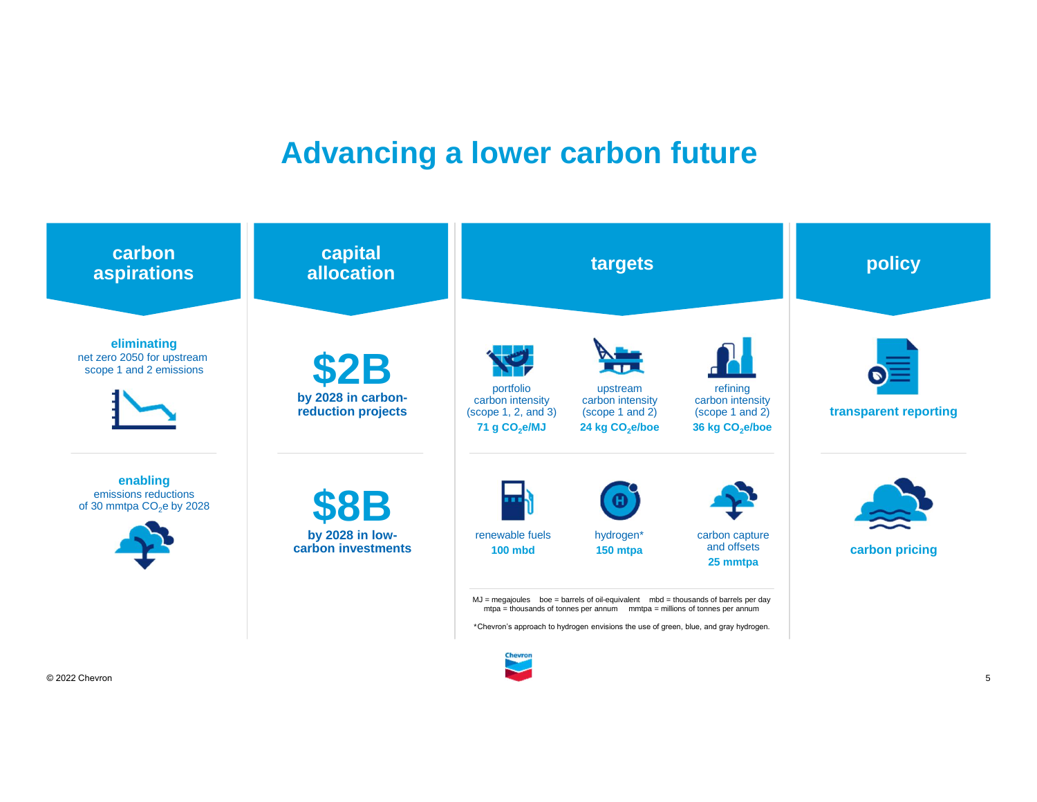# Advancing a lower carbon future

## carbon aspirations

**eliminating**
net zero 2050 for upstream scope 1 and 2 emissions

**enabling**
emissions reductions of 30 mmtpa $CO_2e$ by 2028

## capital allocation

**$2B**
**by 2028 in carbon-reduction projects**

**$8B**
**by 2028 in low-carbon investments**

## targets

portfolio carbon intensity (scope 1, 2, and 3)
**71 g $CO_2$e/MJ**

upstream carbon intensity (scope 1 and 2)
**24 kg $CO_2$e/boe**

refining carbon intensity (scope 1 and 2)
**36 kg $CO_2$e/boe**

renewable fuels
**100 mbd**

hydrogen*
**150 mtpa**

carbon capture and offsets
**25 mmtpa**

MJ = megajoules boe = barrels of oil-equivalent mbd = thousands of barrels per day
mtpa = thousands of tonnes per annum mmtpa = millions of tonnes per annum

*Chevron's approach to hydrogen envisions the use of green, blue, and gray hydrogen.

## policy

**transparent reporting**

**carbon pricing**

© 2022 Chevron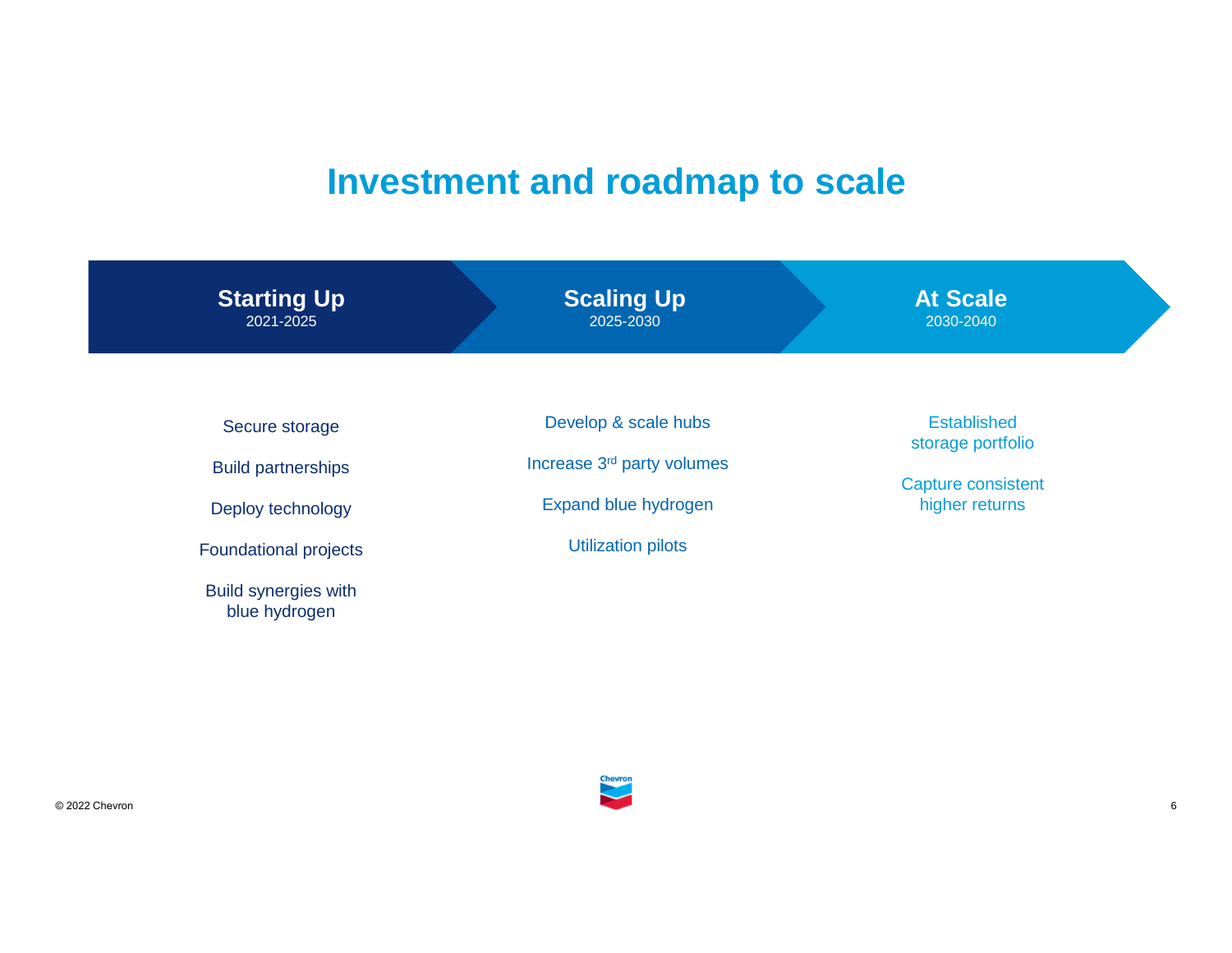# Investment and roadmap to scale

## Starting Up
2021-2025

- Secure storage
- Build partnerships
- Deploy technology
- Foundational projects
- Build synergies with blue hydrogen

## Scaling Up
2025-2030

- Develop & scale hubs
- Increase 3rd party volumes
- Expand blue hydrogen
- Utilization pilots

## At Scale
2030-2040

- Established storage portfolio
- Capture consistent higher returns

© 2022 Chevron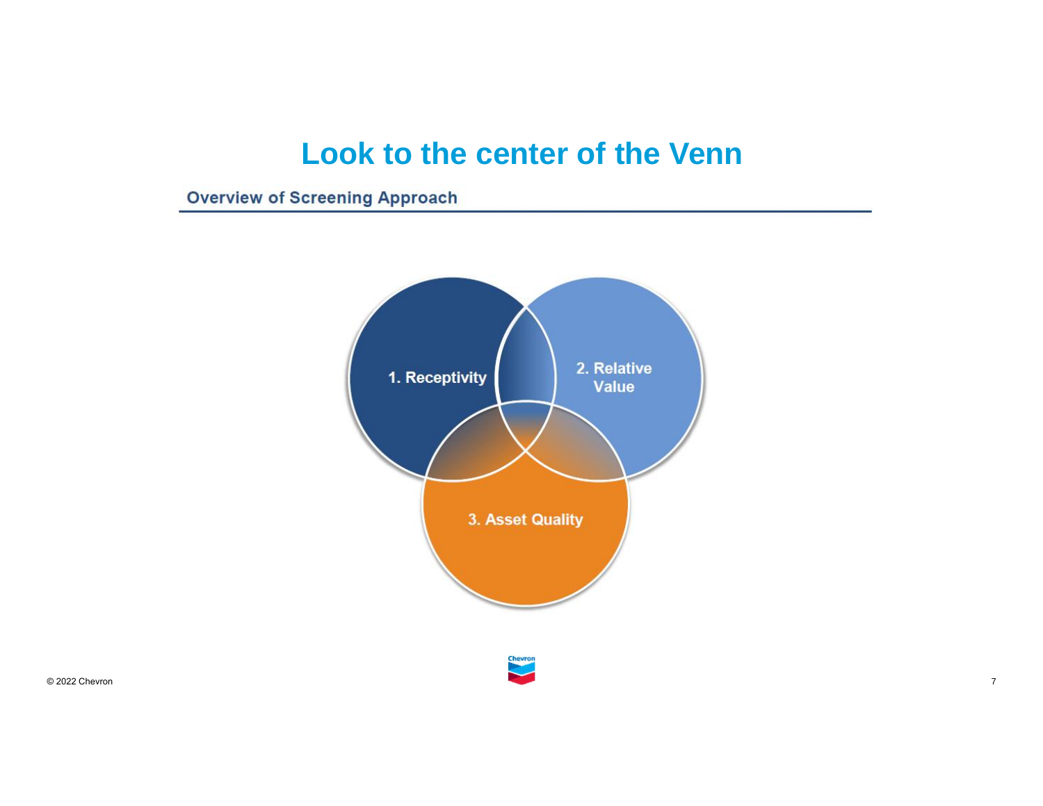# Look to the center of the Venn

## Overview of Screening Approach

1. Receptivity

2. Relative Value

3. Asset Quality

© 2022 Chevron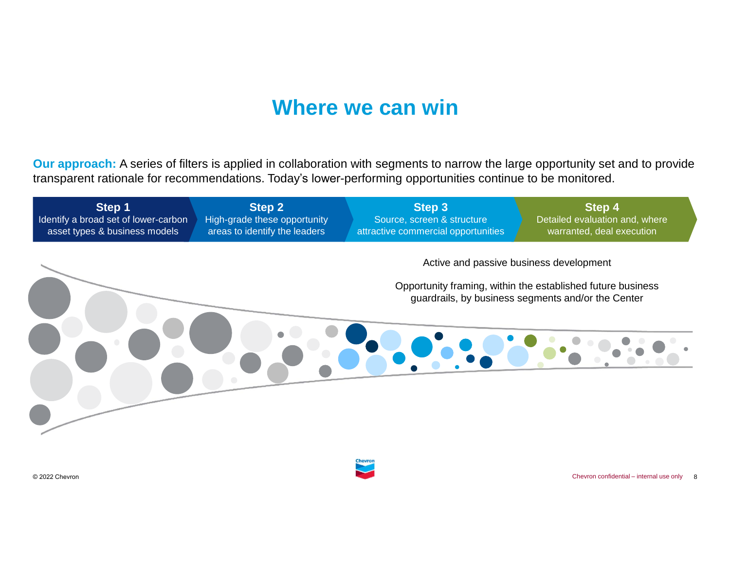# Where we can win

**Our approach:** A series of filters is applied in collaboration with segments to narrow the large opportunity set and to provide transparent rationale for recommendations. Today's lower-performing opportunities continue to be monitored.

**Step 1**
Identify a broad set of lower-carbon asset types & business models

**Step 2**
High-grade these opportunity areas to identify the leaders

**Step 3**
Source, screen & structure attractive commercial opportunities

**Step 4**
Detailed evaluation and, where warranted, deal execution

Active and passive business development

Opportunity framing, within the established future business guardrails, by business segments and/or the Center

© 2022 Chevron

Chevron confidential – internal use only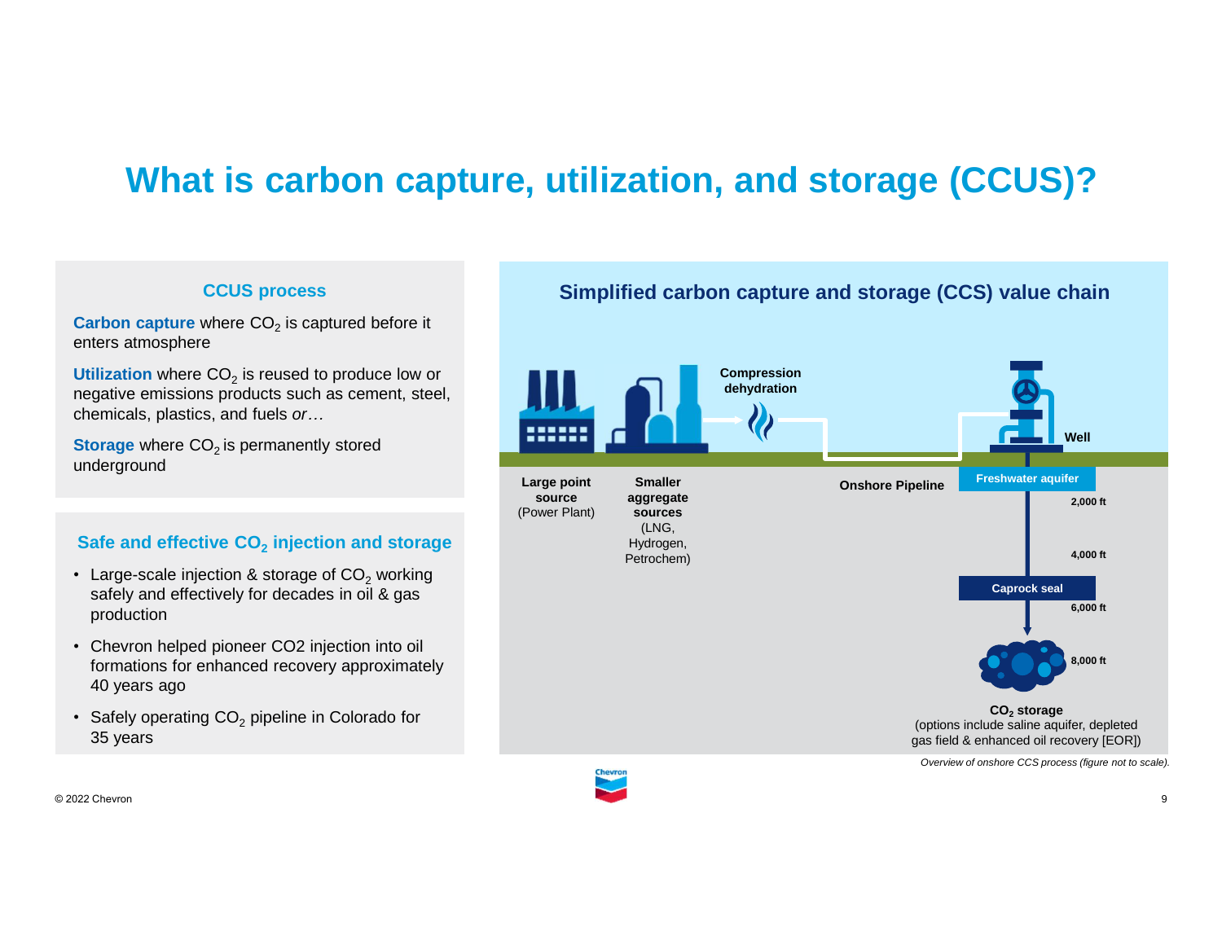# What is carbon capture, utilization, and storage (CCUS)?

## CCUS process

**Carbon capture** where $CO_2$ is captured before it enters atmosphere

**Utilization** where $CO_2$ is reused to produce low or negative emissions products such as cement, steel, chemicals, plastics, and fuels *or…*

**Storage** where $CO_2$ is permanently stored underground

## Safe and effective $CO_2$ injection and storage

- Large-scale injection & storage of $CO_2$ working safely and effectively for decades in oil & gas production
- Chevron helped pioneer CO2 injection into oil formations for enhanced recovery approximately 40 years ago
- Safely operating $CO_2$ pipeline in Colorado for 35 years

## Simplified carbon capture and storage (CCS) value chain

**Large point source** (Power Plant)

**Smaller aggregate sources** (LNG, Hydrogen, Petrochem)

**Compression dehydration**

**Onshore Pipeline**

**Well**

**Freshwater aquifer**

2,000 ft

4,000 ft

**Caprock seal**

6,000 ft

8,000 ft

**$CO_2$ storage**
(options include saline aquifer, depleted gas field & enhanced oil recovery [EOR])

*Overview of onshore CCS process (figure not to scale).*

© 2022 Chevron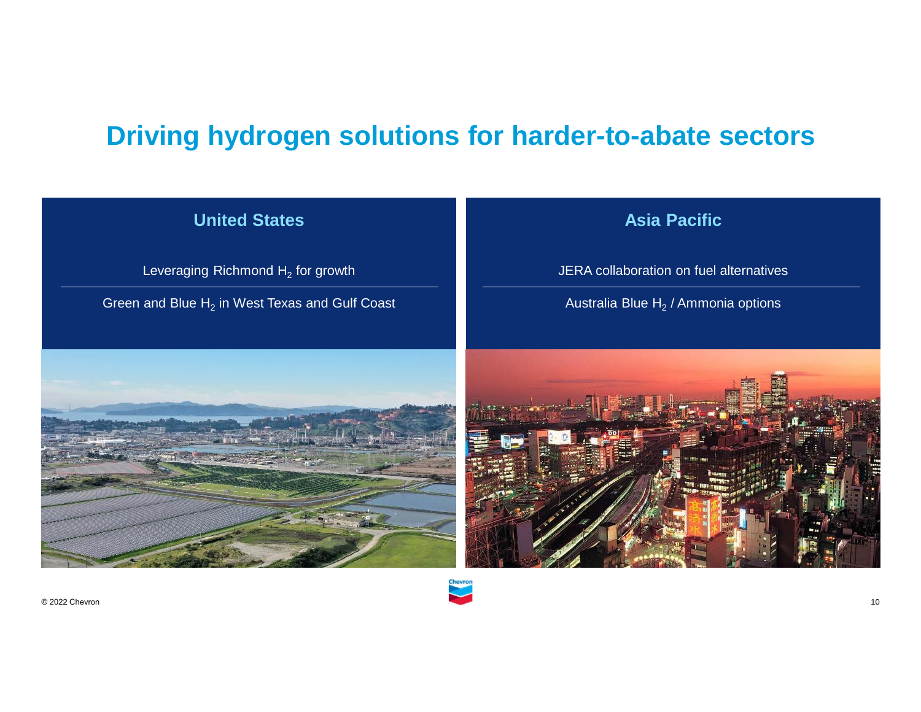# Driving hydrogen solutions for harder-to-abate sectors

## United States

Leveraging Richmond $H_2$ for growth

Green and Blue $H_2$ in West Texas and Gulf Coast

## Asia Pacific

JERA collaboration on fuel alternatives

Australia Blue $H_2$ / Ammonia options

© 2022 Chevron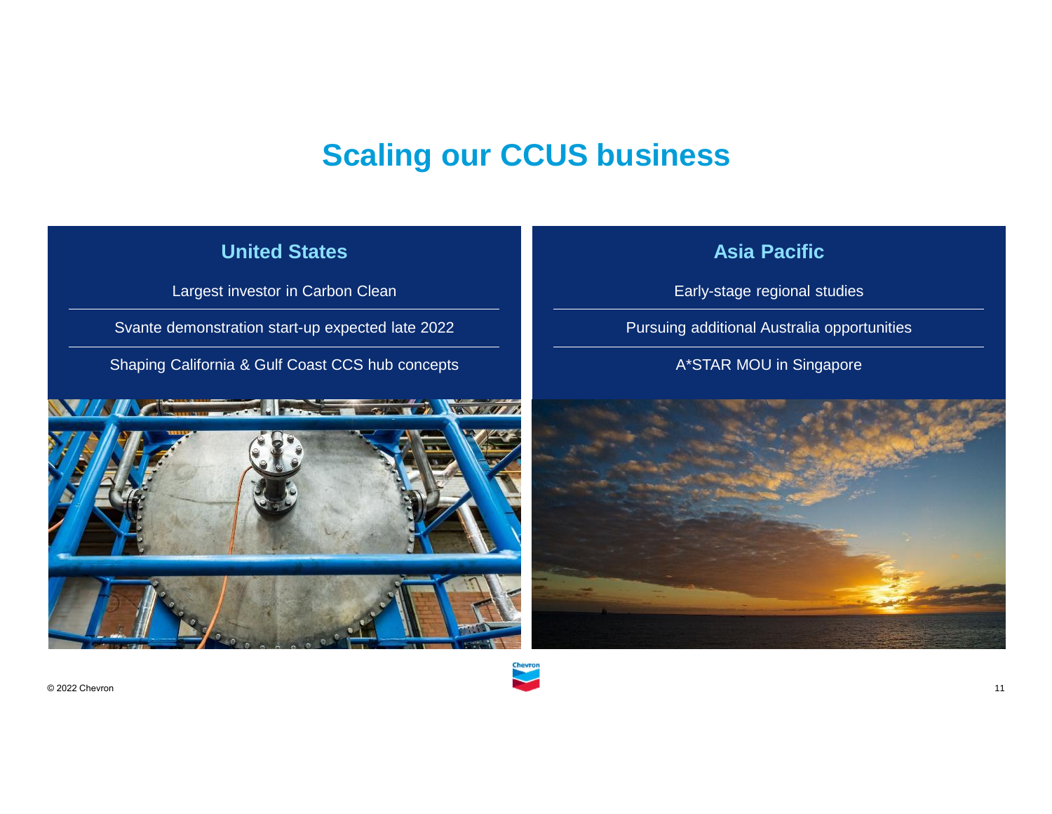# Scaling our CCUS business

## United States

- Largest investor in Carbon Clean
- Svante demonstration start-up expected late 2022
- Shaping California & Gulf Coast CCS hub concepts

## Asia Pacific

- Early-stage regional studies
- Pursuing additional Australia opportunities
- A*STAR MOU in Singapore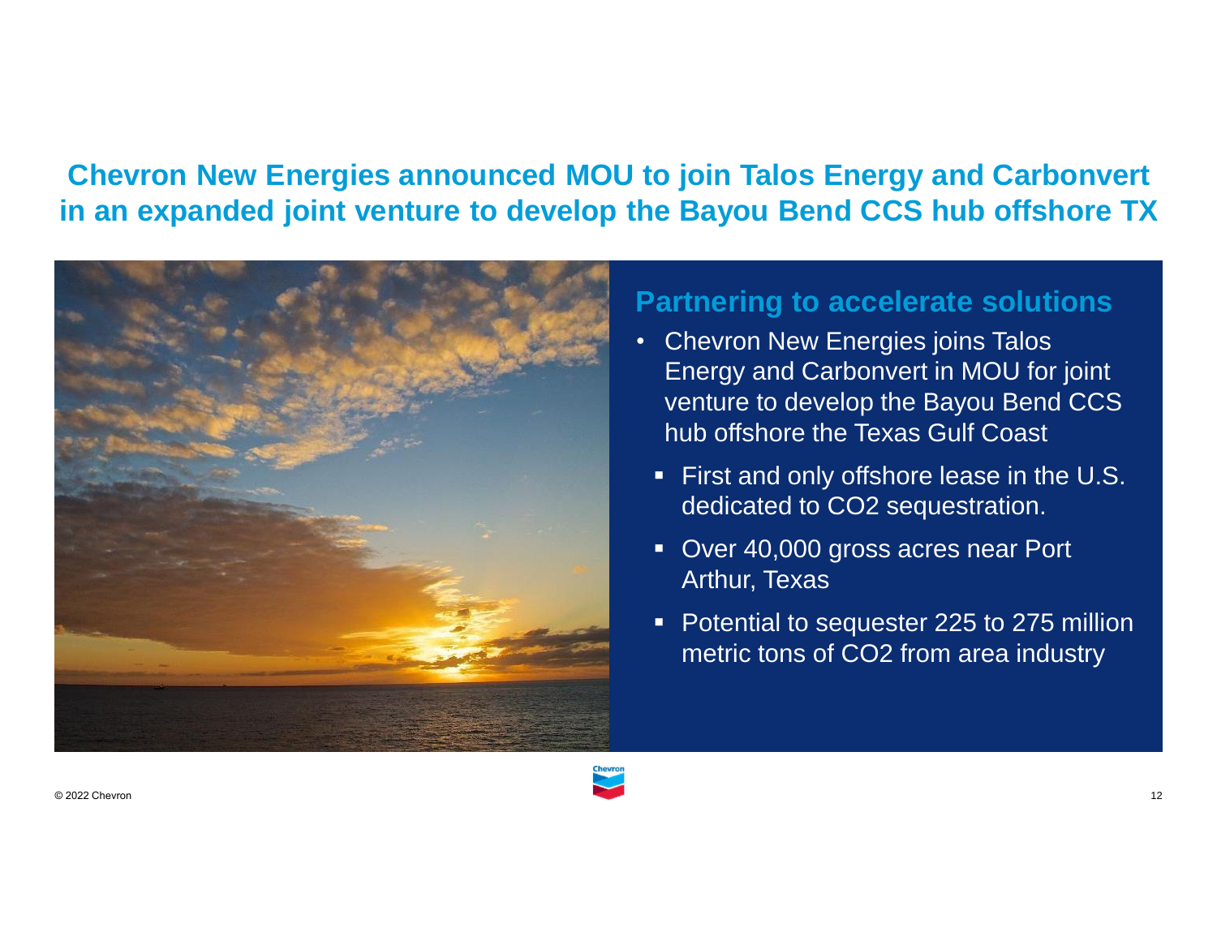# Chevron New Energies announced MOU to join Talos Energy and Carbonvert in an expanded joint venture to develop the Bayou Bend CCS hub offshore TX

## Partnering to accelerate solutions

- Chevron New Energies joins Talos Energy and Carbonvert in MOU for joint venture to develop the Bayou Bend CCS hub offshore the Texas Gulf Coast
  - First and only offshore lease in the U.S. dedicated to $CO_2$ sequestration.
  - Over 40,000 gross acres near Port Arthur, Texas
  - Potential to sequester 225 to 275 million metric tons of $CO_2$ from area industry

© 2022 Chevron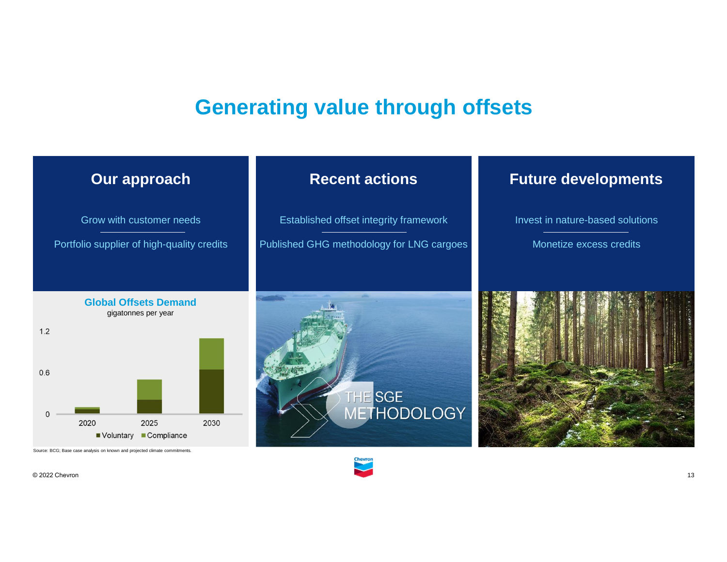# Generating value through offsets

## Our approach

Grow with customer needs

Portfolio supplier of high-quality credits

**Global Offsets Demand**
gigatonnes per year

| Year | Voluntary | Compliance |
|---|---|---|
| 2020 | | |
| 2025 | | |
| 2030 | | |

Source: BCG; Base case analysis on known and projected climate commitments.

## Recent actions

Established offset integrity framework

Published GHG methodology for LNG cargoes

THE SGE METHODOLOGY

## Future developments

Invest in nature-based solutions

Monetize excess credits

© 2022 Chevron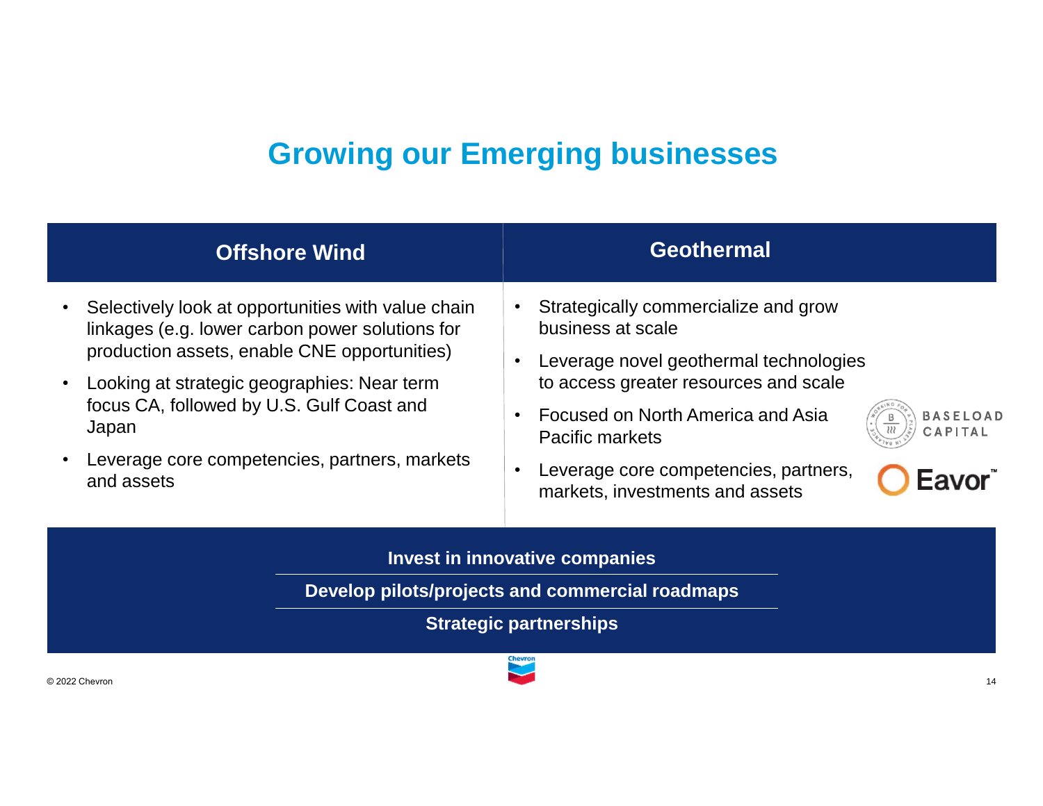# Growing our Emerging businesses

## Offshore Wind

- Selectively look at opportunities with value chain linkages (e.g. lower carbon power solutions for production assets, enable CNE opportunities)
- Looking at strategic geographies: Near term focus CA, followed by U.S. Gulf Coast and Japan
- Leverage core competencies, partners, markets and assets

## Geothermal

- Strategically commercialize and grow business at scale
- Leverage novel geothermal technologies to access greater resources and scale
- Focused on North America and Asia Pacific markets
- Leverage core competencies, partners, markets, investments and assets

BASELOAD CAPITAL

Eavor™

**Invest in innovative companies**

**Develop pilots/projects and commercial roadmaps**

**Strategic partnerships**

© 2022 Chevron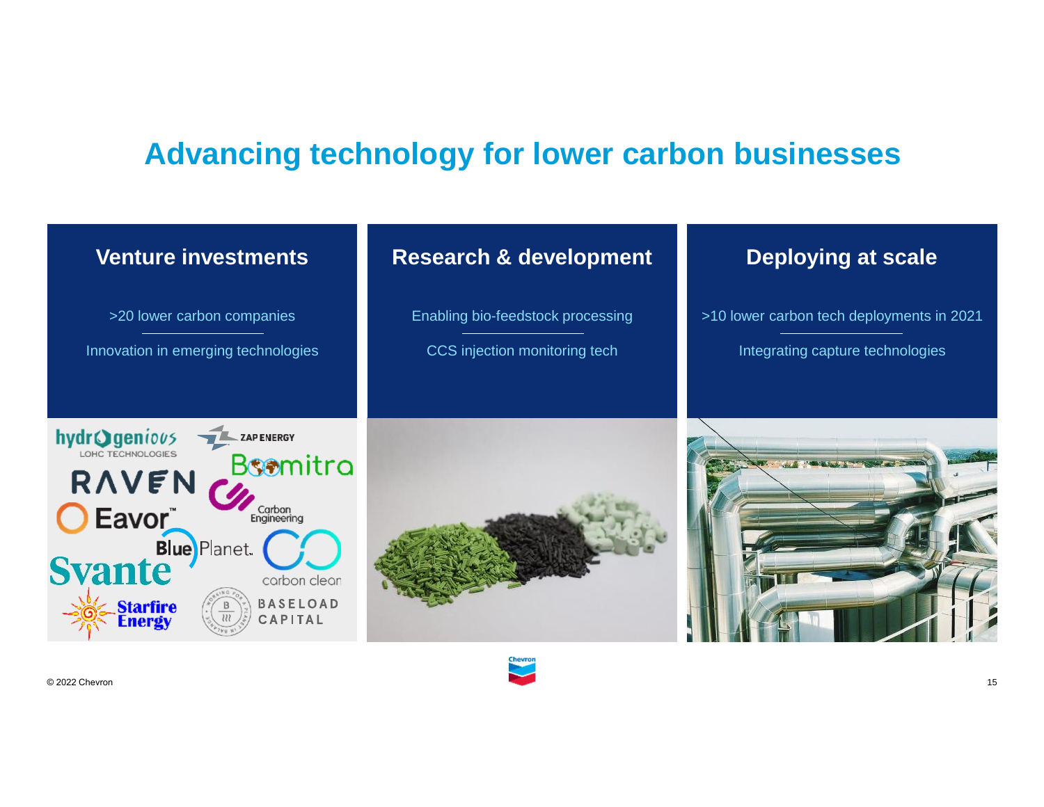# Advancing technology for lower carbon businesses

## Venture investments

>20 lower carbon companies

Innovation in emerging technologies

hydrogenious LOHC TECHNOLOGIES, ZAP ENERGY, Boomitra, RAVEN, Carbon Engineering, Eavor, Blue Planet, Svante, carbon clean, Starfire Energy, BASELOAD CAPITAL

## Research & development

Enabling bio-feedstock processing

CCS injection monitoring tech

## Deploying at scale

>10 lower carbon tech deployments in 2021

Integrating capture technologies

© 2022 Chevron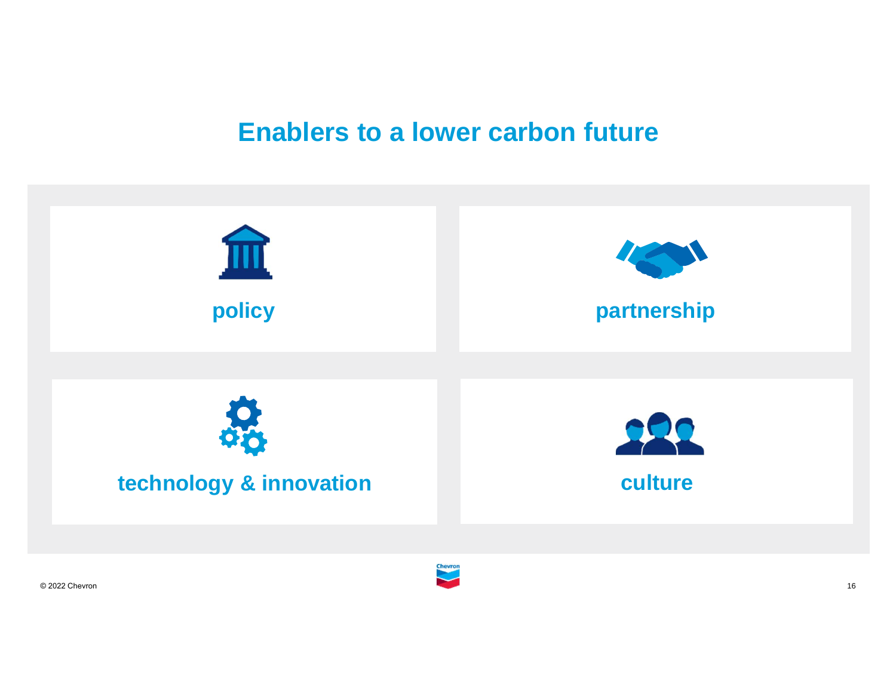# Enablers to a lower carbon future

policy

partnership

technology & innovation

culture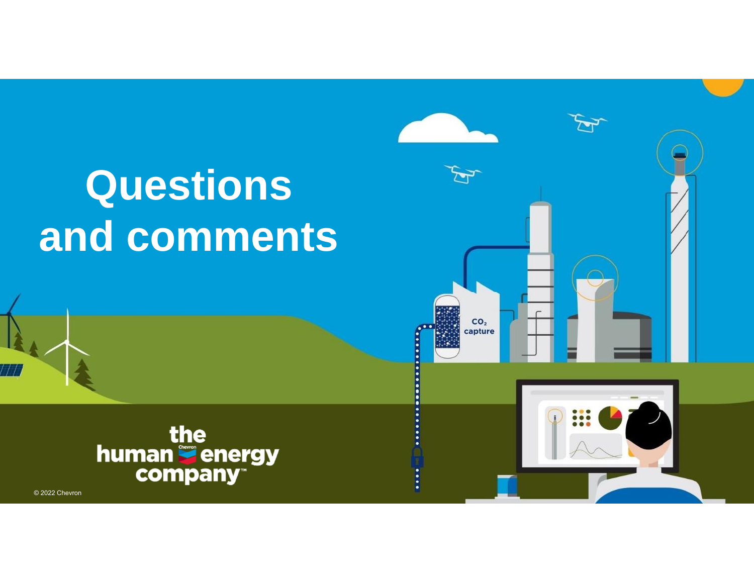# Questions and comments

the human energy company™

© 2022 Chevron